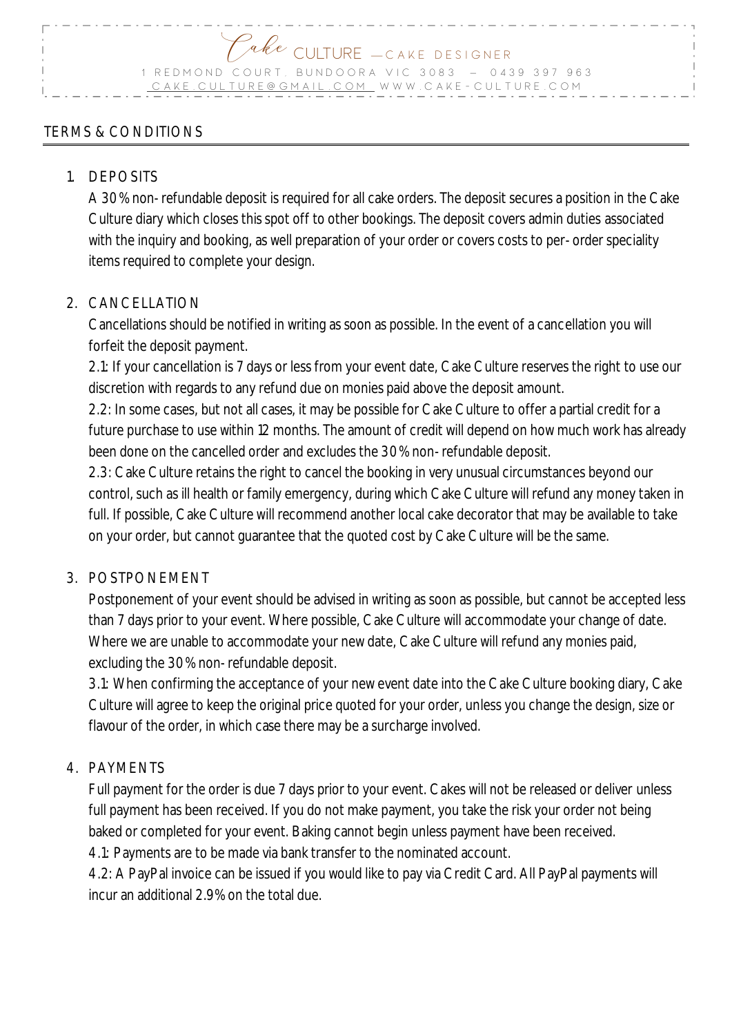Cake CULTURE — CAKE DESIGNER

1 REDMOND COURT, BUNDOORA VIC 3083 – 0439 397 963

CAKE.CULTURE@GMAIL.COM WWW.CAKE-CULTURE.COM

## TERMS & CONDITIONS

1. DEPOSITS

   A 30% non-refundable deposit is required for all cake orders. The deposit secures a position in the Cake Culture diary which closes this spot off to other bookings. The deposit covers admin duties associated with the inquiry and booking, as well preparation of your order or covers costs to per-order speciality items required to complete your design.

2. CANCELLATION

   Cancellations should be notified in writing as soon as possible. In the event of a cancellation you will forfeit the deposit payment.

   2.1: If your cancellation is 7 days or less from your event date, Cake Culture reserves the right to use our discretion with regards to any refund due on monies paid above the deposit amount.

   2.2: In some cases, but not all cases, it may be possible for Cake Culture to offer a partial credit for a future purchase to use within 12 months. The amount of credit will depend on how much work has already been done on the cancelled order and excludes the 30% non-refundable deposit.

   2.3: Cake Culture retains the right to cancel the booking in very unusual circumstances beyond our control, such as ill health or family emergency, during which Cake Culture will refund any money taken in full. If possible, Cake Culture will recommend another local cake decorator that may be available to take on your order, but cannot guarantee that the quoted cost by Cake Culture will be the same.

3. POSTPONEMENT

   Postponement of your event should be advised in writing as soon as possible, but cannot be accepted less than 7 days prior to your event. Where possible, Cake Culture will accommodate your change of date. Where we are unable to accommodate your new date, Cake Culture will refund any monies paid, excluding the 30% non-refundable deposit.

   3.1: When confirming the acceptance of your new event date into the Cake Culture booking diary, Cake Culture will agree to keep the original price quoted for your order, unless you change the design, size or flavour of the order, in which case there may be a surcharge involved.

4. PAYMENTS

   Full payment for the order is due 7 days prior to your event. Cakes will not be released or deliver unless full payment has been received. If you do not make payment, you take the risk your order not being baked or completed for your event. Baking cannot begin unless payment have been received.

   4.1: Payments are to be made via bank transfer to the nominated account.

   4.2: A PayPal invoice can be issued if you would like to pay via Credit Card. All PayPal payments will incur an additional 2.9% on the total due.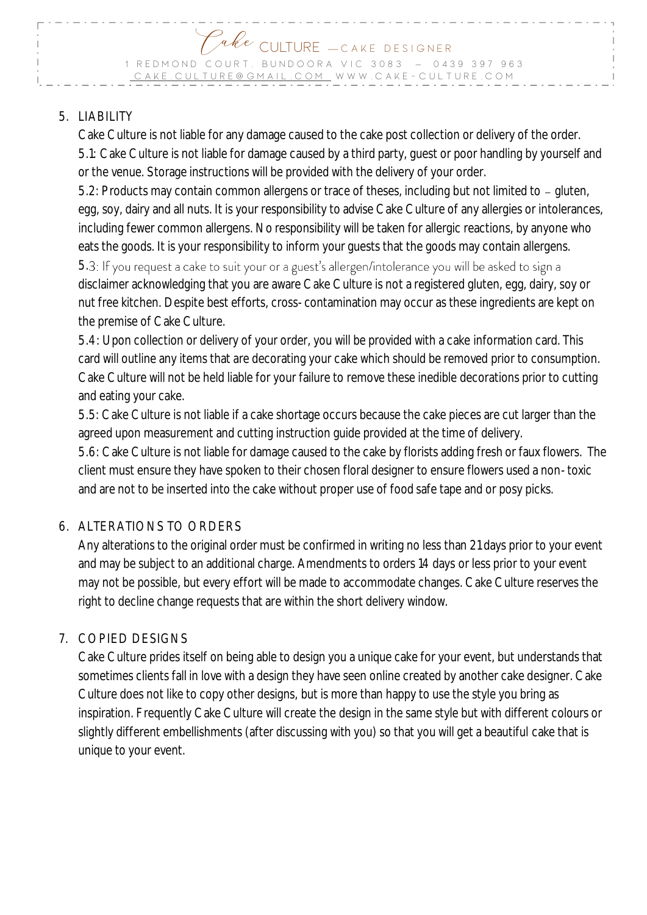5. LIABILITY

   Cake Culture is not liable for any damage caused to the cake post collection or delivery of the order.

   5.1: Cake Culture is not liable for damage caused by a third party, guest or poor handling by yourself and or the venue. Storage instructions will be provided with the delivery of your order.

   5.2: Products may contain common allergens or trace of theses, including but not limited to – gluten, egg, soy, dairy and all nuts. It is your responsibility to advise Cake Culture of any allergies or intolerances, including fewer common allergens. No responsibility will be taken for allergic reactions, by anyone who eats the goods. It is your responsibility to inform your guests that the goods may contain allergens.

   5.3: If you request a cake to suit your or a guest's allergen/intolerance you will be asked to sign a disclaimer acknowledging that you are aware Cake Culture is not a registered gluten, egg, dairy, soy or nut free kitchen. Despite best efforts, cross- contamination may occur as these ingredients are kept on the premise of Cake Culture.

   5.4: Upon collection or delivery of your order, you will be provided with a cake information card. This card will outline any items that are decorating your cake which should be removed prior to consumption. Cake Culture will not be held liable for your failure to remove these inedible decorations prior to cutting and eating your cake.

   5.5: Cake Culture is not liable if a cake shortage occurs because the cake pieces are cut larger than the agreed upon measurement and cutting instruction guide provided at the time of delivery.

   5.6: Cake Culture is not liable for damage caused to the cake by florists adding fresh or faux flowers. The client must ensure they have spoken to their chosen floral designer to ensure flowers used a non- toxic and are not to be inserted into the cake without proper use of food safe tape and or posy picks.

6. ALTERATIONS TO ORDERS

   Any alterations to the original order must be confirmed in writing no less than 21 days prior to your event and may be subject to an additional charge. Amendments to orders 14 days or less prior to your event may not be possible, but every effort will be made to accommodate changes. Cake Culture reserves the right to decline change requests that are within the short delivery window.

7. COPIED DESIGNS

   Cake Culture prides itself on being able to design you a unique cake for your event, but understands that sometimes clients fall in love with a design they have seen online created by another cake designer. Cake Culture does not like to copy other designs, but is more than happy to use the style you bring as inspiration. Frequently Cake Culture will create the design in the same style but with different colours or slightly different embellishments (after discussing with you) so that you will get a beautiful cake that is unique to your event.